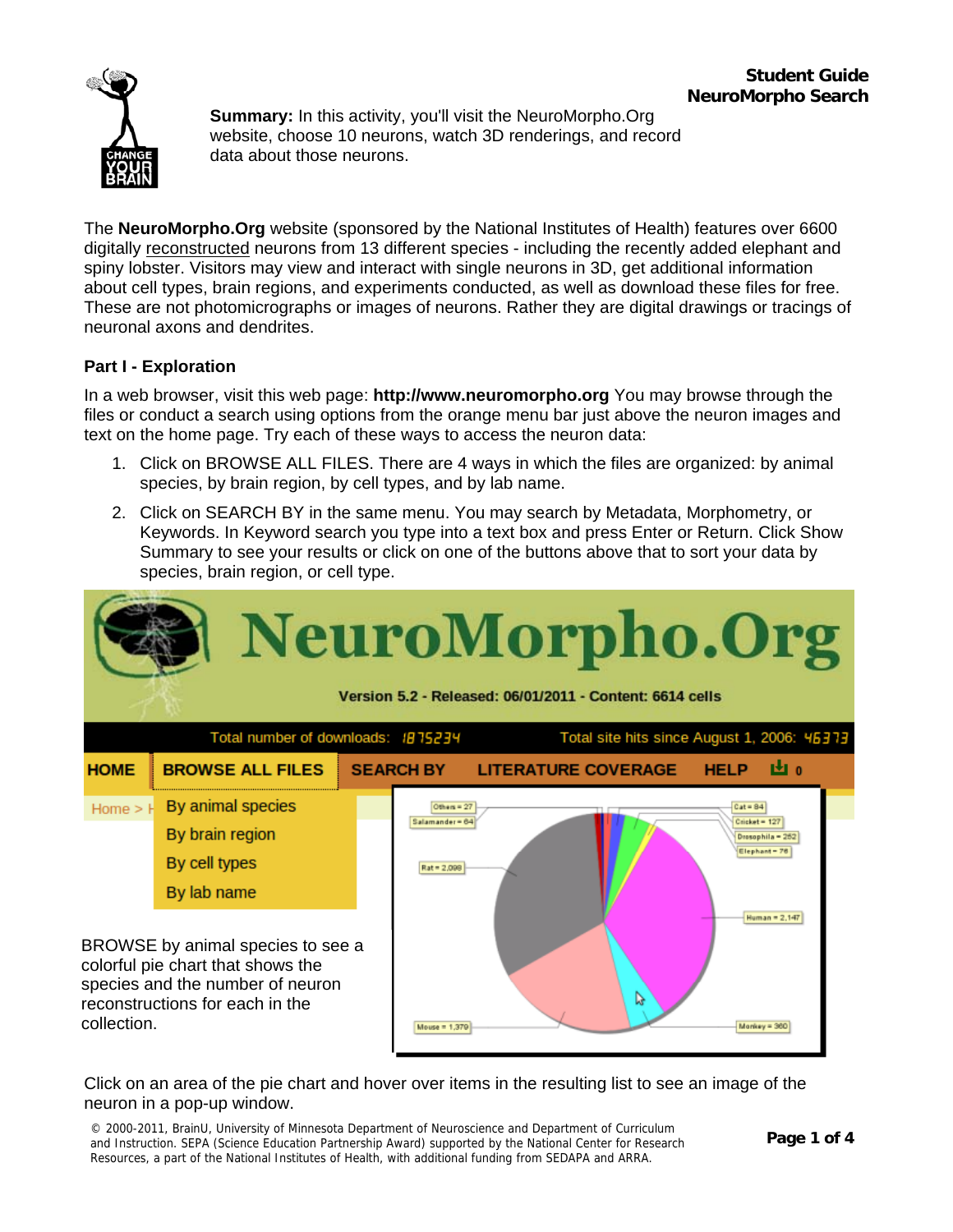**Student Guide**
**NeuroMorpho Search**

**Summary:** In this activity, you'll visit the NeuroMorpho.Org website, choose 10 neurons, watch 3D renderings, and record data about those neurons.

The **NeuroMorpho.Org** website (sponsored by the National Institutes of Health) features over 6600 digitally reconstructed neurons from 13 different species - including the recently added elephant and spiny lobster. Visitors may view and interact with single neurons in 3D, get additional information about cell types, brain regions, and experiments conducted, as well as download these files for free. These are not photomicrographs or images of neurons. Rather they are digital drawings or tracings of neuronal axons and dendrites.

## Part I - Exploration

In a web browser, visit this web page: **http://www.neuromorpho.org** You may browse through the files or conduct a search using options from the orange menu bar just above the neuron images and text on the home page. Try each of these ways to access the neuron data:

1. Click on BROWSE ALL FILES. There are 4 ways in which the files are organized: by animal species, by brain region, by cell types, and by lab name.
2. Click on SEARCH BY in the same menu. You may search by Metadata, Morphometry, or Keywords. In Keyword search you type into a text box and press Enter or Return. Click Show Summary to see your results or click on one of the buttons above that to sort your data by species, brain region, or cell type.

BROWSE by animal species to see a colorful pie chart that shows the species and the number of neuron reconstructions for each in the collection.

Click on an area of the pie chart and hover over items in the resulting list to see an image of the neuron in a pop-up window.

© 2000-2011, BrainU, University of Minnesota Department of Neuroscience and Department of Curriculum and Instruction. SEPA (Science Education Partnership Award) supported by the National Center for Research Resources, a part of the National Institutes of Health, with additional funding from SEDAPA and ARRA.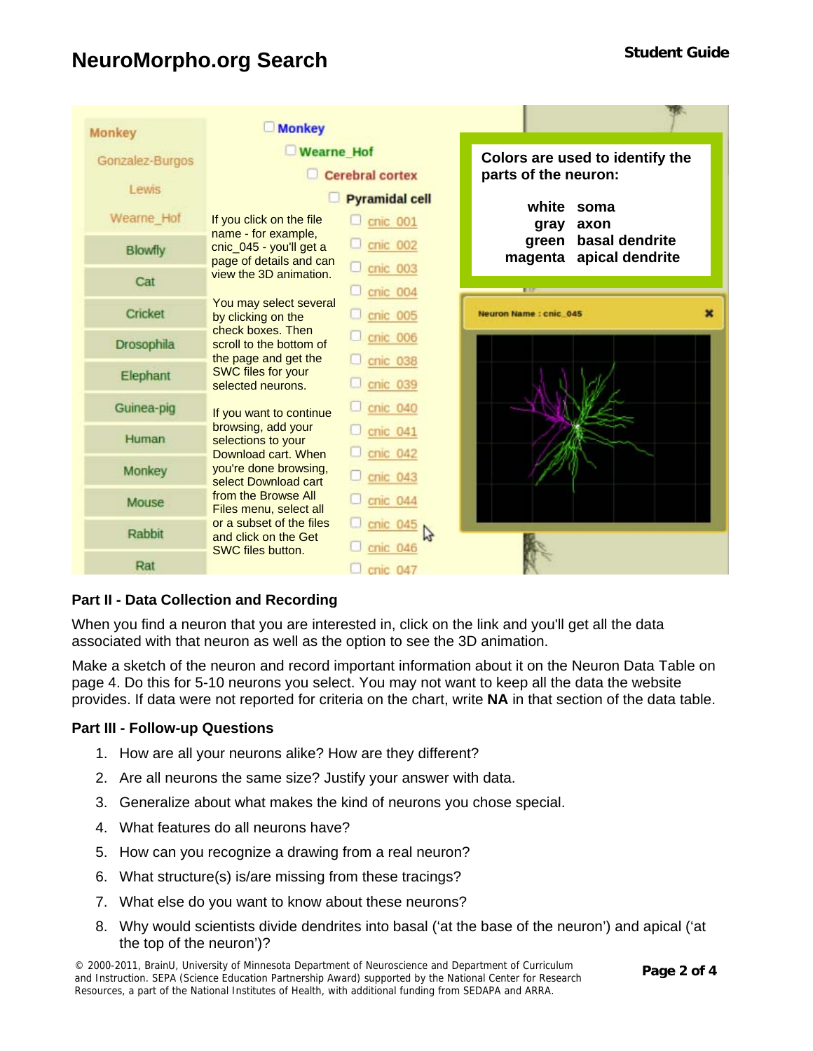# NeuroMorpho.org Search

Monkey
Gonzalez-Burgos
Lewis
Wearne_Hof
Blowfly
Cat
Cricket
Drosophila
Elephant
Guinea-pig
Human
Monkey
Mouse
Rabbit
Rat

Monkey
Wearne_Hof
Cerebral cortex
Pyramidal cell
cnic_001
cnic_002
cnic_003
cnic_004
cnic_005
cnic_006
cnic_038
cnic_039
cnic_040
cnic_041
cnic_042
cnic_043
cnic_044
cnic_045
cnic_046
cnic_047

If you click on the file name - for example, cnic_045 - you'll get a page of details and can view the 3D animation.

You may select several by clicking on the check boxes. Then scroll to the bottom of the page and get the SWC files for your selected neurons.

If you want to continue browsing, add your selections to your Download cart. When you're done browsing, select Download cart from the Browse All Files menu, select all or a subset of the files and click on the Get SWC files button.

**Colors are used to identify the parts of the neuron:**

| | |
|---|---|
| **white** | **soma** |
| **gray** | **axon** |
| **green** | **basal dendrite** |
| **magenta** | **apical dendrite** |

Neuron Name : cnic_045

### Part II - Data Collection and Recording

When you find a neuron that you are interested in, click on the link and you'll get all the data associated with that neuron as well as the option to see the 3D animation.

Make a sketch of the neuron and record important information about it on the Neuron Data Table on page 4. Do this for 5-10 neurons you select. You may not want to keep all the data the website provides. If data were not reported for criteria on the chart, write **NA** in that section of the data table.

### Part III - Follow-up Questions

1. How are all your neurons alike? How are they different?
2. Are all neurons the same size? Justify your answer with data.
3. Generalize about what makes the kind of neurons you chose special.
4. What features do all neurons have?
5. How can you recognize a drawing from a real neuron?
6. What structure(s) is/are missing from these tracings?
7. What else do you want to know about these neurons?
8. Why would scientists divide dendrites into basal ('at the base of the neuron') and apical ('at the top of the neuron')?

© 2000-2011, BrainU, University of Minnesota Department of Neuroscience and Department of Curriculum and Instruction. SEPA (Science Education Partnership Award) supported by the National Center for Research Resources, a part of the National Institutes of Health, with additional funding from SEDAPA and ARRA.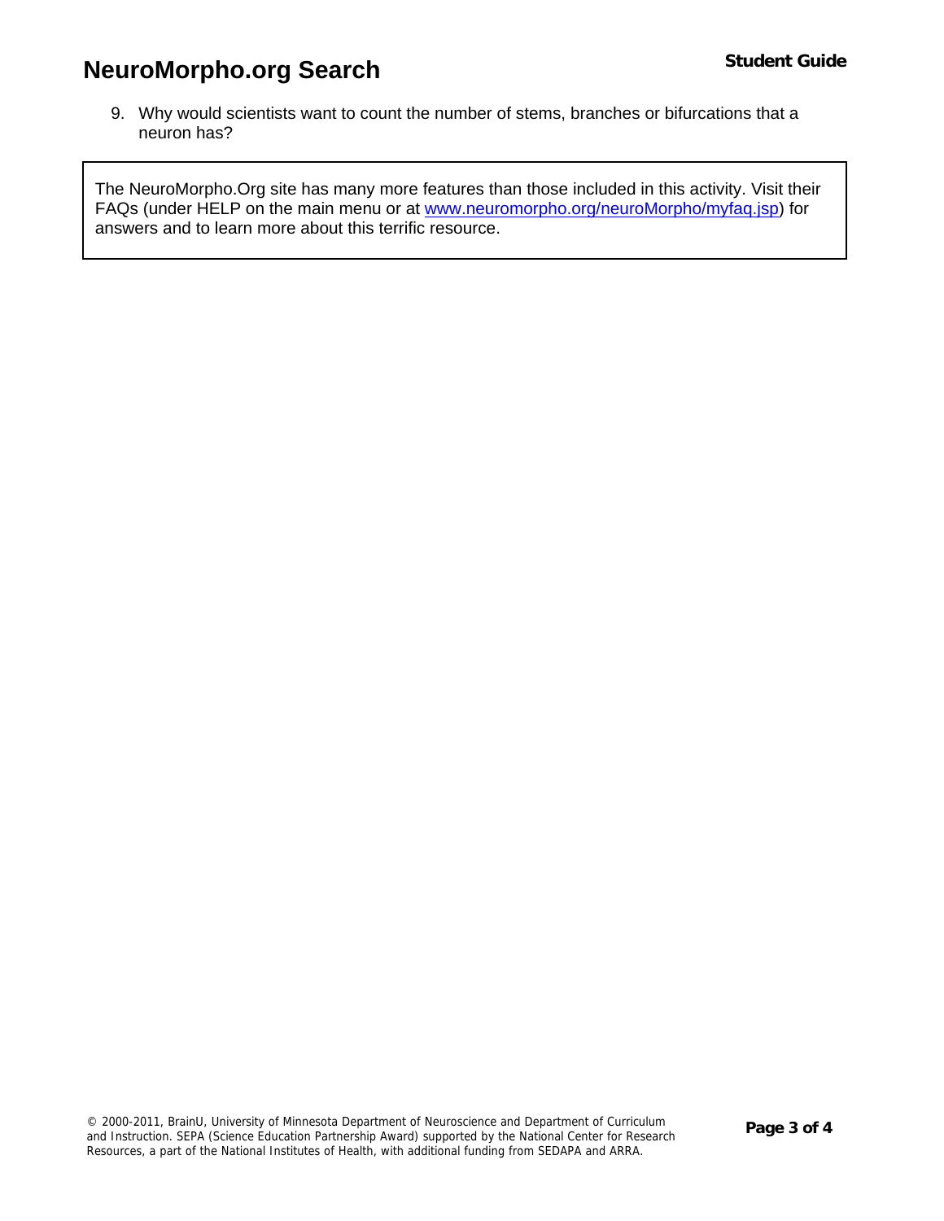9. Why would scientists want to count the number of stems, branches or bifurcations that a neuron has?

The NeuroMorpho.Org site has many more features than those included in this activity. Visit their FAQs (under HELP on the main menu or at [www.neuromorpho.org/neuroMorpho/myfaq.jsp](http://www.neuromorpho.org/neuroMorpho/myfaq.jsp)) for answers and to learn more about this terrific resource.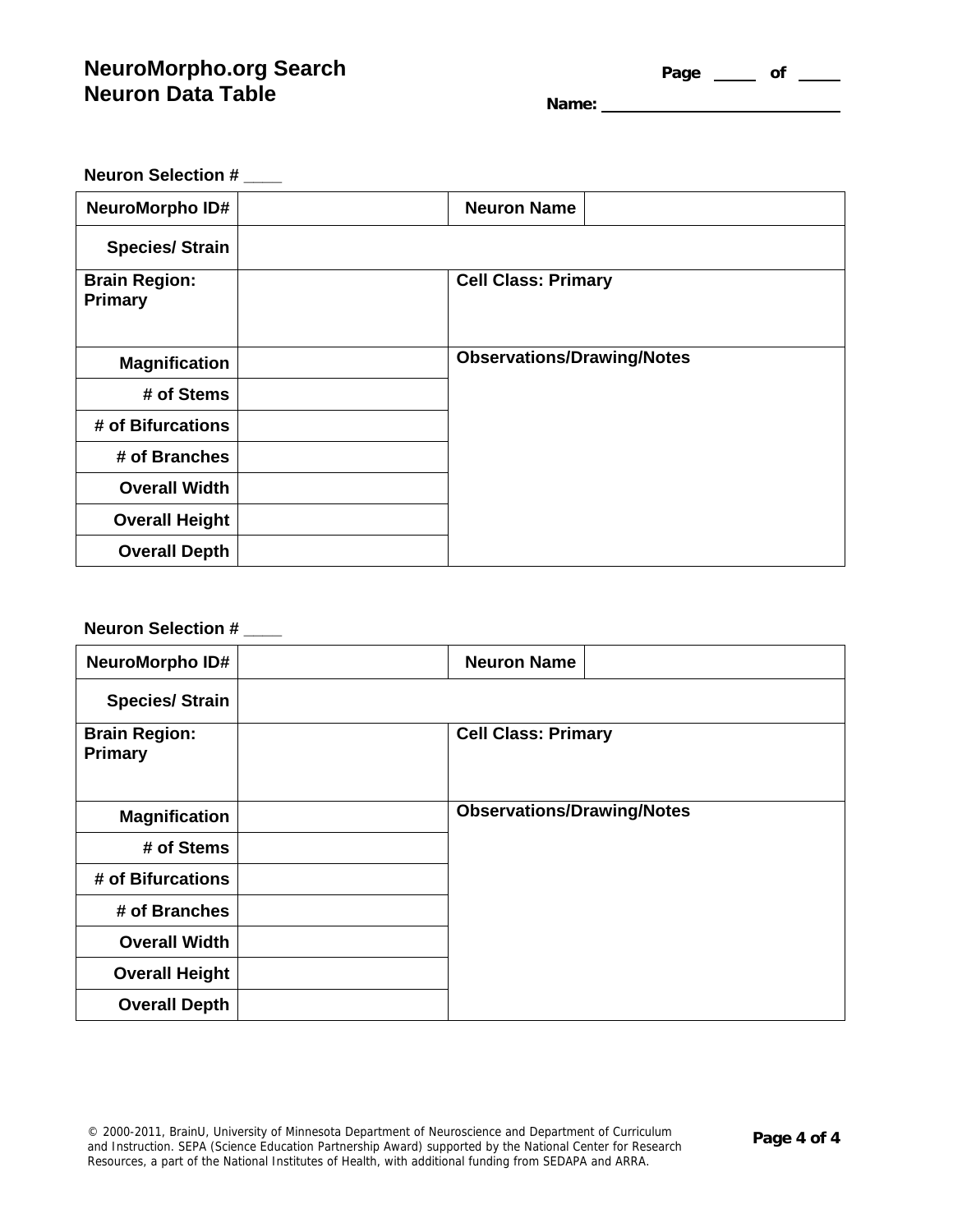# NeuroMorpho.org Search Neuron Data Table

**Page** ____ **of** ____

**Name:** ______________________

**Neuron Selection #** ____

| | | | |
|---|---|---|---|
| **NeuroMorpho ID#** | | **Neuron Name** | |
| **Species/ Strain** | | | |
| **Brain Region: Primary** | | **Cell Class: Primary** | |
| **Magnification** | | **Observations/Drawing/Notes** | |
| **# of Stems** | | | |
| **# of Bifurcations** | | | |
| **# of Branches** | | | |
| **Overall Width** | | | |
| **Overall Height** | | | |
| **Overall Depth** | | | |

**Neuron Selection #** ____

| | | | |
|---|---|---|---|
| **NeuroMorpho ID#** | | **Neuron Name** | |
| **Species/ Strain** | | | |
| **Brain Region: Primary** | | **Cell Class: Primary** | |
| **Magnification** | | **Observations/Drawing/Notes** | |
| **# of Stems** | | | |
| **# of Bifurcations** | | | |
| **# of Branches** | | | |
| **Overall Width** | | | |
| **Overall Height** | | | |
| **Overall Depth** | | | |

© 2000-2011, BrainU, University of Minnesota Department of Neuroscience and Department of Curriculum and Instruction. SEPA (Science Education Partnership Award) supported by the National Center for Research Resources, a part of the National Institutes of Health, with additional funding from SEDAPA and ARRA.